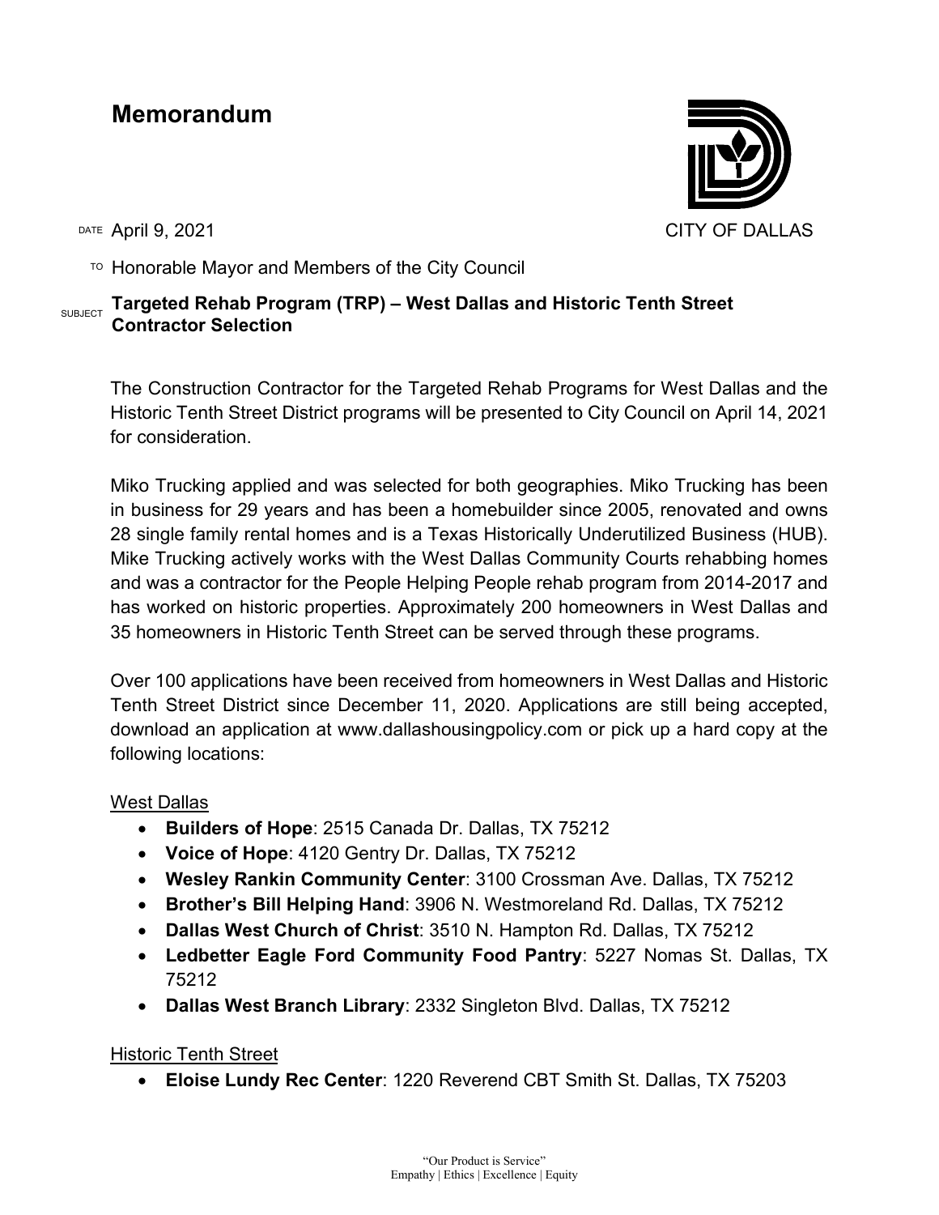# Memorandum

CITY OF DALLAS

DATE April 9, 2021

TO Honorable Mayor and Members of the City Council

SUBJECT **Targeted Rehab Program (TRP) – West Dallas and Historic Tenth Street Contractor Selection**

The Construction Contractor for the Targeted Rehab Programs for West Dallas and the Historic Tenth Street District programs will be presented to City Council on April 14, 2021 for consideration.

Miko Trucking applied and was selected for both geographies. Miko Trucking has been in business for 29 years and has been a homebuilder since 2005, renovated and owns 28 single family rental homes and is a Texas Historically Underutilized Business (HUB). Mike Trucking actively works with the West Dallas Community Courts rehabbing homes and was a contractor for the People Helping People rehab program from 2014-2017 and has worked on historic properties. Approximately 200 homeowners in West Dallas and 35 homeowners in Historic Tenth Street can be served through these programs.

Over 100 applications have been received from homeowners in West Dallas and Historic Tenth Street District since December 11, 2020. Applications are still being accepted, download an application at www.dallashousingpolicy.com or pick up a hard copy at the following locations:

<u>West Dallas</u>

- **Builders of Hope**: 2515 Canada Dr. Dallas, TX 75212
- **Voice of Hope**: 4120 Gentry Dr. Dallas, TX 75212
- **Wesley Rankin Community Center**: 3100 Crossman Ave. Dallas, TX 75212
- **Brother's Bill Helping Hand**: 3906 N. Westmoreland Rd. Dallas, TX 75212
- **Dallas West Church of Christ**: 3510 N. Hampton Rd. Dallas, TX 75212
- **Ledbetter Eagle Ford Community Food Pantry**: 5227 Nomas St. Dallas, TX 75212
- **Dallas West Branch Library**: 2332 Singleton Blvd. Dallas, TX 75212

<u>Historic Tenth Street</u>

- **Eloise Lundy Rec Center**: 1220 Reverend CBT Smith St. Dallas, TX 75203

"Our Product is Service"
Empathy | Ethics | Excellence | Equity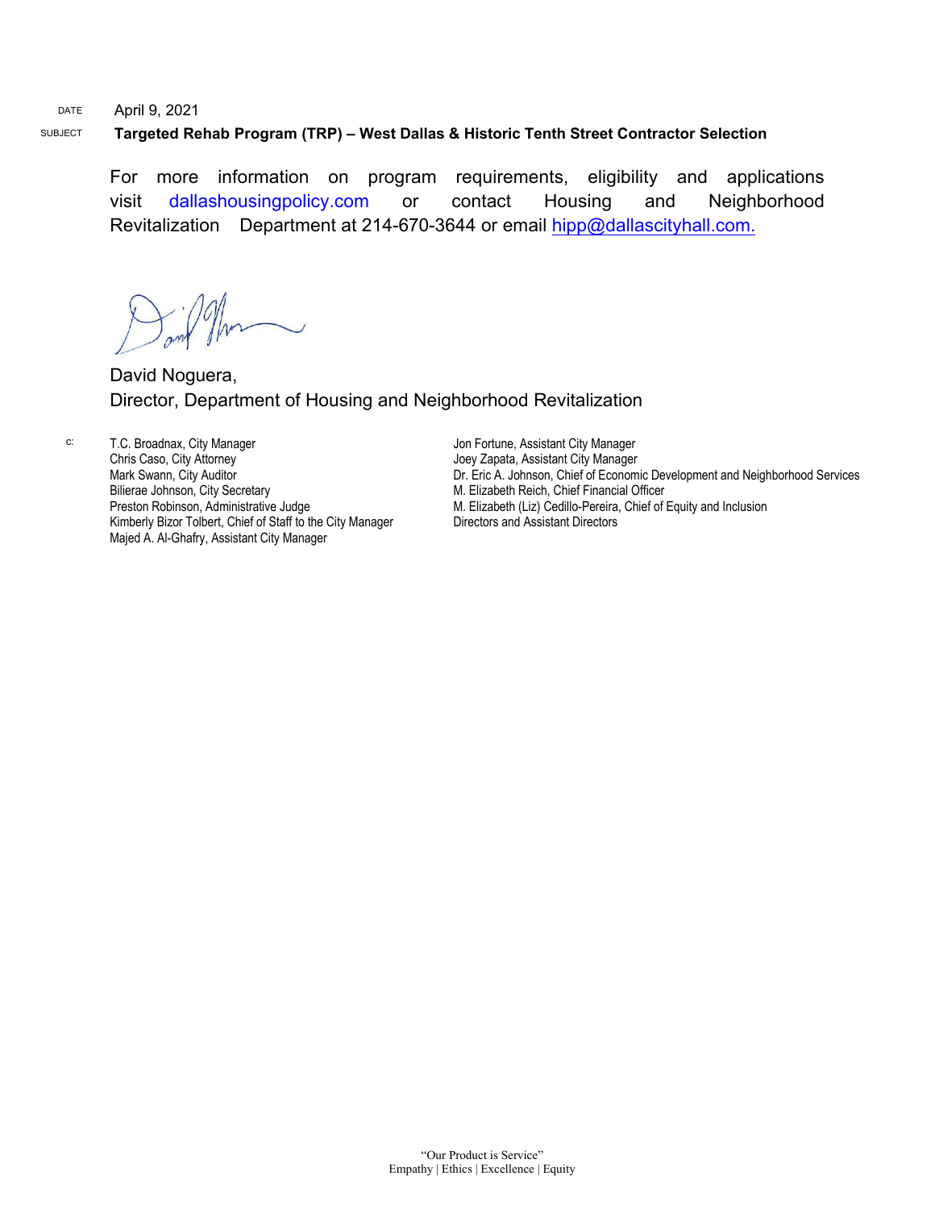DATE April 9, 2021

SUBJECT **Targeted Rehab Program (TRP) – West Dallas & Historic Tenth Street Contractor Selection**

For more information on program requirements, eligibility and applications visit dallashousingpolicy.com or contact Housing and Neighborhood Revitalization Department at 214-670-3644 or email hipp@dallascityhall.com.

David Noguera,
Director, Department of Housing and Neighborhood Revitalization

c:
T.C. Broadnax, City Manager
Chris Caso, City Attorney
Mark Swann, City Auditor
Bilierae Johnson, City Secretary
Preston Robinson, Administrative Judge
Kimberly Bizor Tolbert, Chief of Staff to the City Manager
Majed A. Al-Ghafry, Assistant City Manager
Jon Fortune, Assistant City Manager
Joey Zapata, Assistant City Manager
Dr. Eric A. Johnson, Chief of Economic Development and Neighborhood Services
M. Elizabeth Reich, Chief Financial Officer
M. Elizabeth (Liz) Cedillo-Pereira, Chief of Equity and Inclusion
Directors and Assistant Directors

"Our Product is Service"
Empathy | Ethics | Excellence | Equity